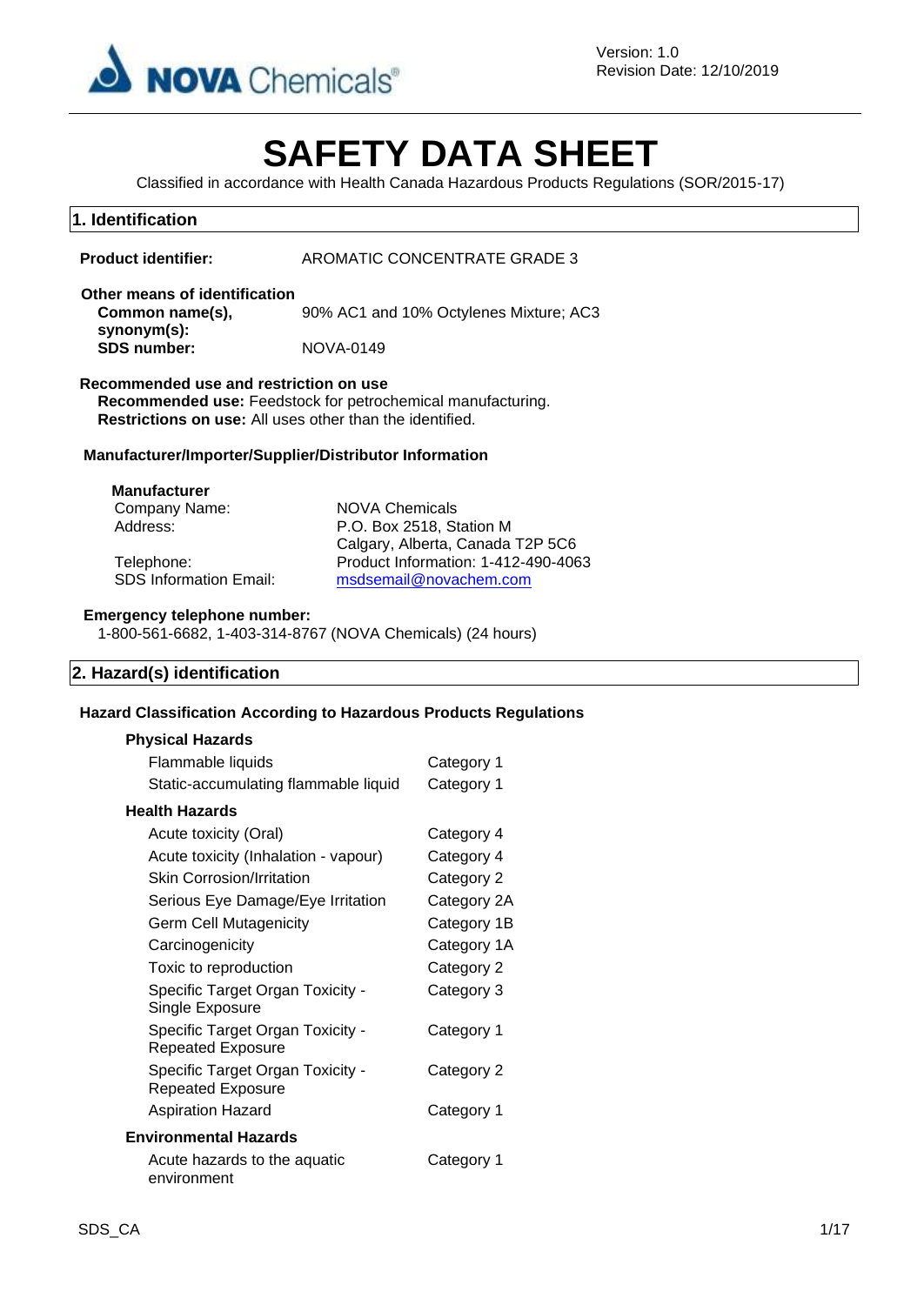Version: 1.0
Revision Date: 12/10/2019

# SAFETY DATA SHEET

Classified in accordance with Health Canada Hazardous Products Regulations (SOR/2015-17)

## 1. Identification

**Product identifier:** AROMATIC CONCENTRATE GRADE 3

**Other means of identification**

**Common name(s), synonym(s):** 90% AC1 and 10% Octylenes Mixture; AC3

**SDS number:** NOVA-0149

**Recommended use and restriction on use**

**Recommended use:** Feedstock for petrochemical manufacturing.
**Restrictions on use:** All uses other than the identified.

**Manufacturer/Importer/Supplier/Distributor Information**

**Manufacturer**

Company Name: NOVA Chemicals
Address: P.O. Box 2518, Station M
Calgary, Alberta, Canada T2P 5C6
Telephone: Product Information: 1-412-490-4063
SDS Information Email: msdsemail@novachem.com

**Emergency telephone number:**
1-800-561-6682, 1-403-314-8767 (NOVA Chemicals) (24 hours)

## 2. Hazard(s) identification

**Hazard Classification According to Hazardous Products Regulations**

**Physical Hazards**

| | |
|---|---|
| Flammable liquids | Category 1 |
| Static-accumulating flammable liquid | Category 1 |

**Health Hazards**

| | |
|---|---|
| Acute toxicity (Oral) | Category 4 |
| Acute toxicity (Inhalation - vapour) | Category 4 |
| Skin Corrosion/Irritation | Category 2 |
| Serious Eye Damage/Eye Irritation | Category 2A |
| Germ Cell Mutagenicity | Category 1B |
| Carcinogenicity | Category 1A |
| Toxic to reproduction | Category 2 |
| Specific Target Organ Toxicity - Single Exposure | Category 3 |
| Specific Target Organ Toxicity - Repeated Exposure | Category 1 |
| Specific Target Organ Toxicity - Repeated Exposure | Category 2 |
| Aspiration Hazard | Category 1 |

**Environmental Hazards**

| | |
|---|---|
| Acute hazards to the aquatic environment | Category 1 |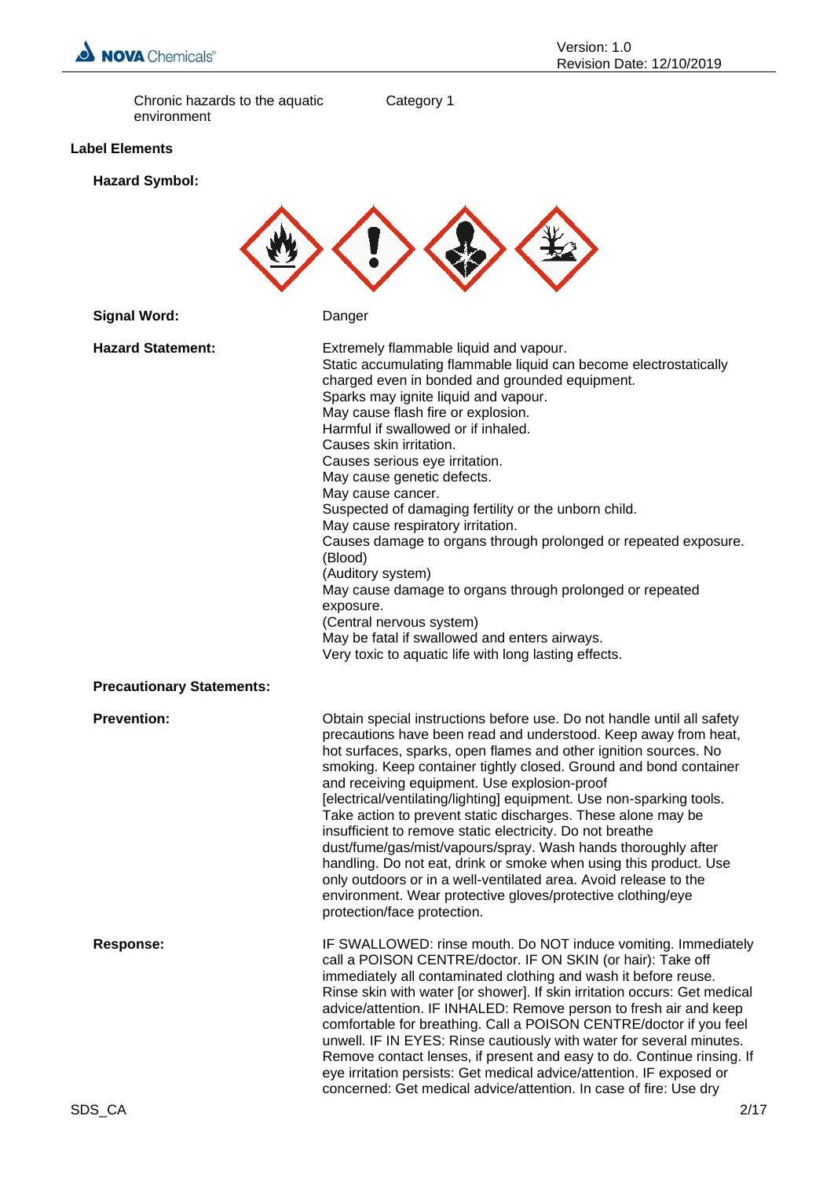| | |
|---|---|
| Chronic hazards to the aquatic environment | Category 1 |

**Label Elements**

**Hazard Symbol:**

**Signal Word:** Danger

**Hazard Statement:**

Extremely flammable liquid and vapour.
Static accumulating flammable liquid can become electrostatically charged even in bonded and grounded equipment.
Sparks may ignite liquid and vapour.
May cause flash fire or explosion.
Harmful if swallowed or if inhaled.
Causes skin irritation.
Causes serious eye irritation.
May cause genetic defects.
May cause cancer.
Suspected of damaging fertility or the unborn child.
May cause respiratory irritation.
Causes damage to organs through prolonged or repeated exposure.
(Blood)
(Auditory system)
May cause damage to organs through prolonged or repeated exposure.
(Central nervous system)
May be fatal if swallowed and enters airways.
Very toxic to aquatic life with long lasting effects.

**Precautionary Statements:**

**Prevention:**

Obtain special instructions before use. Do not handle until all safety precautions have been read and understood. Keep away from heat, hot surfaces, sparks, open flames and other ignition sources. No smoking. Keep container tightly closed. Ground and bond container and receiving equipment. Use explosion-proof [electrical/ventilating/lighting] equipment. Use non-sparking tools. Take action to prevent static discharges. These alone may be insufficient to remove static electricity. Do not breathe dust/fume/gas/mist/vapours/spray. Wash hands thoroughly after handling. Do not eat, drink or smoke when using this product. Use only outdoors or in a well-ventilated area. Avoid release to the environment. Wear protective gloves/protective clothing/eye protection/face protection.

**Response:**

IF SWALLOWED: rinse mouth. Do NOT induce vomiting. Immediately call a POISON CENTRE/doctor. IF ON SKIN (or hair): Take off immediately all contaminated clothing and wash it before reuse. Rinse skin with water [or shower]. If skin irritation occurs: Get medical advice/attention. IF INHALED: Remove person to fresh air and keep comfortable for breathing. Call a POISON CENTRE/doctor if you feel unwell. IF IN EYES: Rinse cautiously with water for several minutes. Remove contact lenses, if present and easy to do. Continue rinsing. If eye irritation persists: Get medical advice/attention. IF exposed or concerned: Get medical advice/attention. In case of fire: Use dry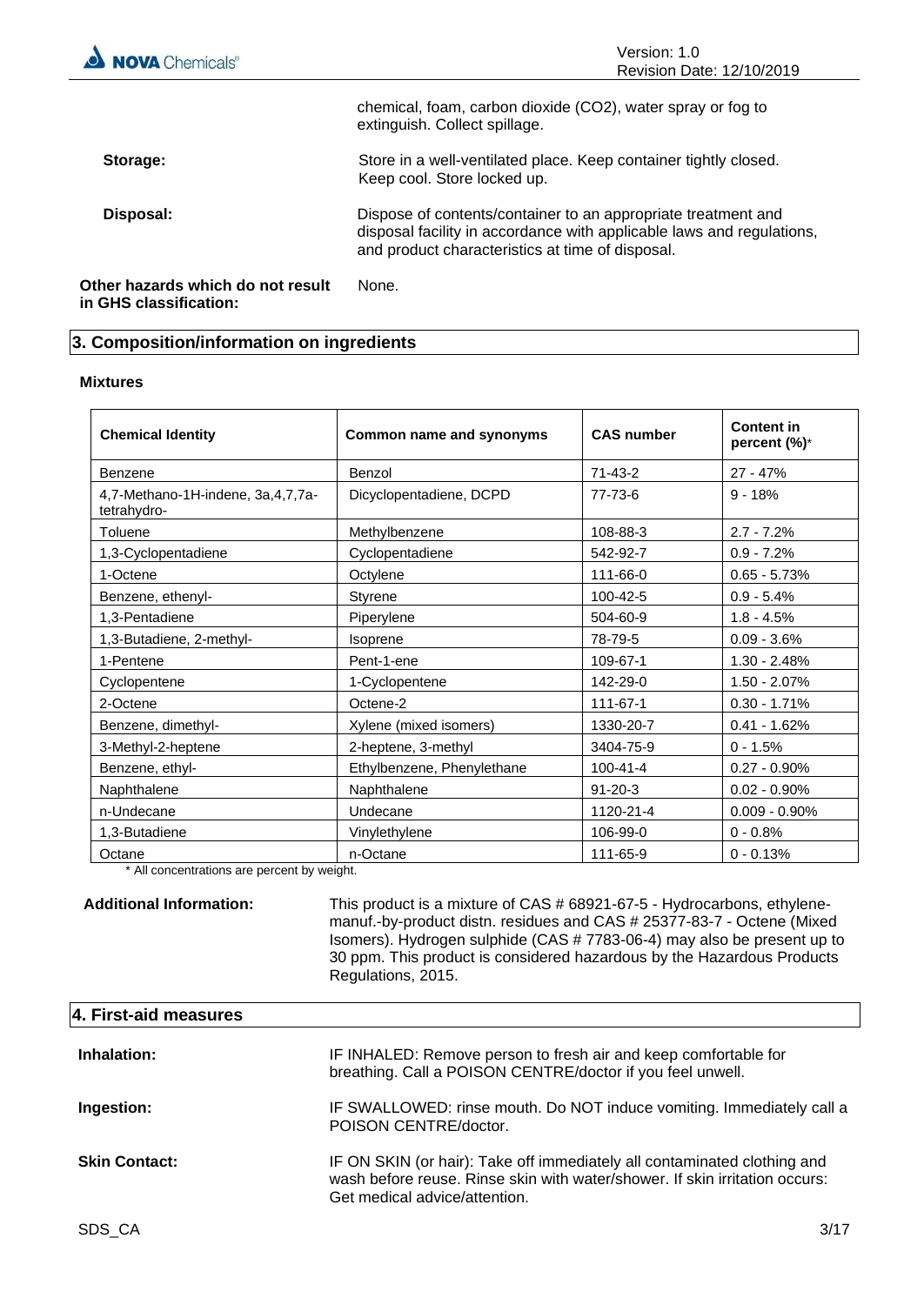chemical, foam, carbon dioxide (CO2), water spray or fog to extinguish. Collect spillage.

**Storage:** Store in a well-ventilated place. Keep container tightly closed. Keep cool. Store locked up.

**Disposal:** Dispose of contents/container to an appropriate treatment and disposal facility in accordance with applicable laws and regulations, and product characteristics at time of disposal.

**Other hazards which do not result in GHS classification:** None.

## 3. Composition/information on ingredients

### Mixtures

| Chemical Identity | Common name and synonyms | CAS number | Content in percent (%)* |
|---|---|---|---|
| Benzene | Benzol | 71-43-2 | 27 - 47% |
| 4,7-Methano-1H-indene, 3a,4,7,7a-tetrahydro- | Dicyclopentadiene, DCPD | 77-73-6 | 9 - 18% |
| Toluene | Methylbenzene | 108-88-3 | 2.7 - 7.2% |
| 1,3-Cyclopentadiene | Cyclopentadiene | 542-92-7 | 0.9 - 7.2% |
| 1-Octene | Octylene | 111-66-0 | 0.65 - 5.73% |
| Benzene, ethenyl- | Styrene | 100-42-5 | 0.9 - 5.4% |
| 1,3-Pentadiene | Piperylene | 504-60-9 | 1.8 - 4.5% |
| 1,3-Butadiene, 2-methyl- | Isoprene | 78-79-5 | 0.09 - 3.6% |
| 1-Pentene | Pent-1-ene | 109-67-1 | 1.30 - 2.48% |
| Cyclopentene | 1-Cyclopentene | 142-29-0 | 1.50 - 2.07% |
| 2-Octene | Octene-2 | 111-67-1 | 0.30 - 1.71% |
| Benzene, dimethyl- | Xylene (mixed isomers) | 1330-20-7 | 0.41 - 1.62% |
| 3-Methyl-2-heptene | 2-heptene, 3-methyl | 3404-75-9 | 0 - 1.5% |
| Benzene, ethyl- | Ethylbenzene, Phenylethane | 100-41-4 | 0.27 - 0.90% |
| Naphthalene | Naphthalene | 91-20-3 | 0.02 - 0.90% |
| n-Undecane | Undecane | 1120-21-4 | 0.009 - 0.90% |
| 1,3-Butadiene | Vinylethylene | 106-99-0 | 0 - 0.8% |
| Octane | n-Octane | 111-65-9 | 0 - 0.13% |

* All concentrations are percent by weight.

**Additional Information:** This product is a mixture of CAS # 68921-67-5 - Hydrocarbons, ethylene-manuf.-by-product distn. residues and CAS # 25377-83-7 - Octene (Mixed Isomers). Hydrogen sulphide (CAS # 7783-06-4) may also be present up to 30 ppm. This product is considered hazardous by the Hazardous Products Regulations, 2015.

## 4. First-aid measures

**Inhalation:** IF INHALED: Remove person to fresh air and keep comfortable for breathing. Call a POISON CENTRE/doctor if you feel unwell.

**Ingestion:** IF SWALLOWED: rinse mouth. Do NOT induce vomiting. Immediately call a POISON CENTRE/doctor.

**Skin Contact:** IF ON SKIN (or hair): Take off immediately all contaminated clothing and wash before reuse. Rinse skin with water/shower. If skin irritation occurs: Get medical advice/attention.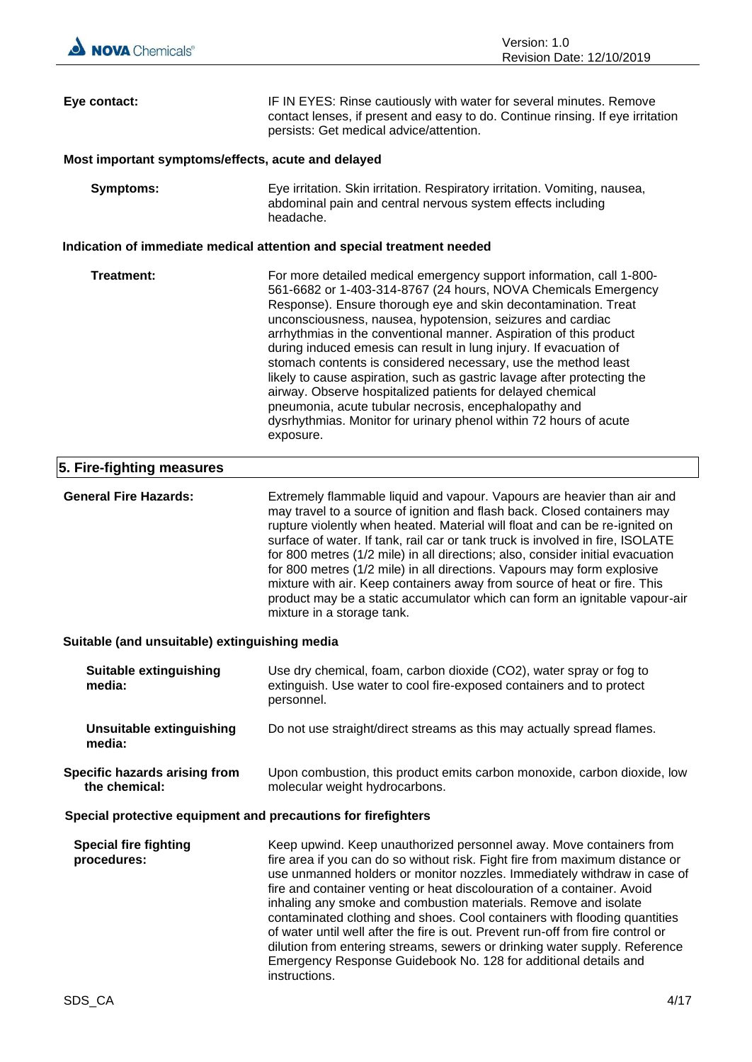**Eye contact:** IF IN EYES: Rinse cautiously with water for several minutes. Remove contact lenses, if present and easy to do. Continue rinsing. If eye irritation persists: Get medical advice/attention.

**Most important symptoms/effects, acute and delayed**

**Symptoms:** Eye irritation. Skin irritation. Respiratory irritation. Vomiting, nausea, abdominal pain and central nervous system effects including headache.

**Indication of immediate medical attention and special treatment needed**

**Treatment:** For more detailed medical emergency support information, call 1-800-561-6682 or 1-403-314-8767 (24 hours, NOVA Chemicals Emergency Response). Ensure thorough eye and skin decontamination. Treat unconsciousness, nausea, hypotension, seizures and cardiac arrhythmias in the conventional manner. Aspiration of this product during induced emesis can result in lung injury. If evacuation of stomach contents is considered necessary, use the method least likely to cause aspiration, such as gastric lavage after protecting the airway. Observe hospitalized patients for delayed chemical pneumonia, acute tubular necrosis, encephalopathy and dysrhythmias. Monitor for urinary phenol within 72 hours of acute exposure.

## 5. Fire-fighting measures

**General Fire Hazards:** Extremely flammable liquid and vapour. Vapours are heavier than air and may travel to a source of ignition and flash back. Closed containers may rupture violently when heated. Material will float and can be re-ignited on surface of water. If tank, rail car or tank truck is involved in fire, ISOLATE for 800 metres (1/2 mile) in all directions; also, consider initial evacuation for 800 metres (1/2 mile) in all directions. Vapours may form explosive mixture with air. Keep containers away from source of heat or fire. This product may be a static accumulator which can form an ignitable vapour-air mixture in a storage tank.

**Suitable (and unsuitable) extinguishing media**

**Suitable extinguishing media:** Use dry chemical, foam, carbon dioxide ($CO_2$), water spray or fog to extinguish. Use water to cool fire-exposed containers and to protect personnel.

**Unsuitable extinguishing media:** Do not use straight/direct streams as this may actually spread flames.

**Specific hazards arising from the chemical:** Upon combustion, this product emits carbon monoxide, carbon dioxide, low molecular weight hydrocarbons.

**Special protective equipment and precautions for firefighters**

**Special fire fighting procedures:** Keep upwind. Keep unauthorized personnel away. Move containers from fire area if you can do so without risk. Fight fire from maximum distance or use unmanned holders or monitor nozzles. Immediately withdraw in case of fire and container venting or heat discolouration of a container. Avoid inhaling any smoke and combustion materials. Remove and isolate contaminated clothing and shoes. Cool containers with flooding quantities of water until well after the fire is out. Prevent run-off from fire control or dilution from entering streams, sewers or drinking water supply. Reference Emergency Response Guidebook No. 128 for additional details and instructions.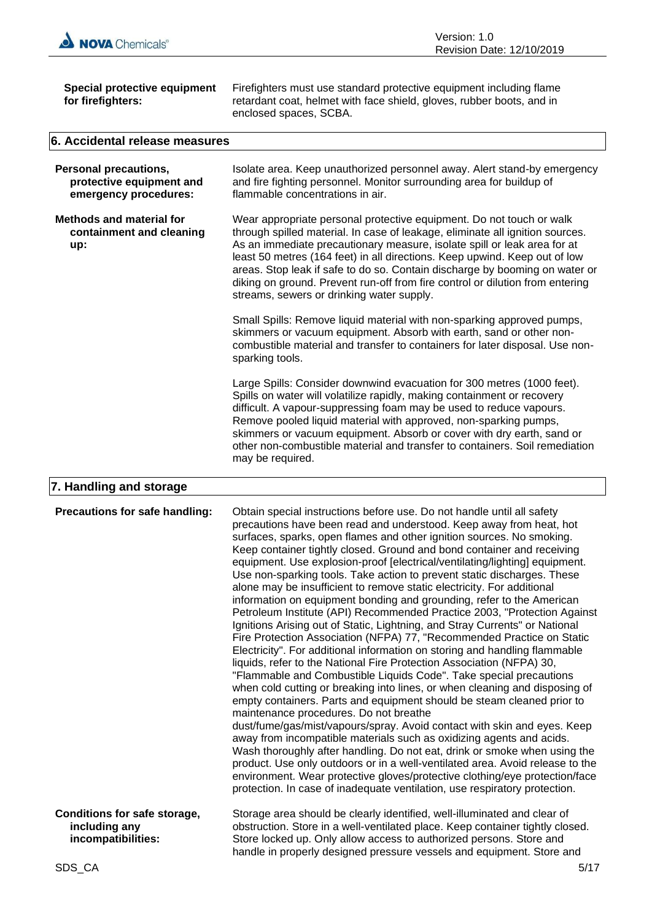**Special protective equipment for firefighters:** Firefighters must use standard protective equipment including flame retardant coat, helmet with face shield, gloves, rubber boots, and in enclosed spaces, SCBA.

## 6. Accidental release measures

**Personal precautions, protective equipment and emergency procedures:** Isolate area. Keep unauthorized personnel away. Alert stand-by emergency and fire fighting personnel. Monitor surrounding area for buildup of flammable concentrations in air.

**Methods and material for containment and cleaning up:** Wear appropriate personal protective equipment. Do not touch or walk through spilled material. In case of leakage, eliminate all ignition sources. As an immediate precautionary measure, isolate spill or leak area for at least 50 metres (164 feet) in all directions. Keep upwind. Keep out of low areas. Stop leak if safe to do so. Contain discharge by booming on water or diking on ground. Prevent run-off from fire control or dilution from entering streams, sewers or drinking water supply.

Small Spills: Remove liquid material with non-sparking approved pumps, skimmers or vacuum equipment. Absorb with earth, sand or other non-combustible material and transfer to containers for later disposal. Use non-sparking tools.

Large Spills: Consider downwind evacuation for 300 metres (1000 feet). Spills on water will volatilize rapidly, making containment or recovery difficult. A vapour-suppressing foam may be used to reduce vapours. Remove pooled liquid material with approved, non-sparking pumps, skimmers or vacuum equipment. Absorb or cover with dry earth, sand or other non-combustible material and transfer to containers. Soil remediation may be required.

## 7. Handling and storage

**Precautions for safe handling:** Obtain special instructions before use. Do not handle until all safety precautions have been read and understood. Keep away from heat, hot surfaces, sparks, open flames and other ignition sources. No smoking. Keep container tightly closed. Ground and bond container and receiving equipment. Use explosion-proof [electrical/ventilating/lighting] equipment. Use non-sparking tools. Take action to prevent static discharges. These alone may be insufficient to remove static electricity. For additional information on equipment bonding and grounding, refer to the American Petroleum Institute (API) Recommended Practice 2003, "Protection Against Ignitions Arising out of Static, Lightning, and Stray Currents" or National Fire Protection Association (NFPA) 77, "Recommended Practice on Static Electricity". For additional information on storing and handling flammable liquids, refer to the National Fire Protection Association (NFPA) 30, "Flammable and Combustible Liquids Code". Take special precautions when cold cutting or breaking into lines, or when cleaning and disposing of empty containers. Parts and equipment should be steam cleaned prior to maintenance procedures. Do not breathe dust/fume/gas/mist/vapours/spray. Avoid contact with skin and eyes. Keep away from incompatible materials such as oxidizing agents and acids. Wash thoroughly after handling. Do not eat, drink or smoke when using the product. Use only outdoors or in a well-ventilated area. Avoid release to the environment. Wear protective gloves/protective clothing/eye protection/face protection. In case of inadequate ventilation, use respiratory protection.

**Conditions for safe storage, including any incompatibilities:** Storage area should be clearly identified, well-illuminated and clear of obstruction. Store in a well-ventilated place. Keep container tightly closed. Store locked up. Only allow access to authorized persons. Store and handle in properly designed pressure vessels and equipment. Store and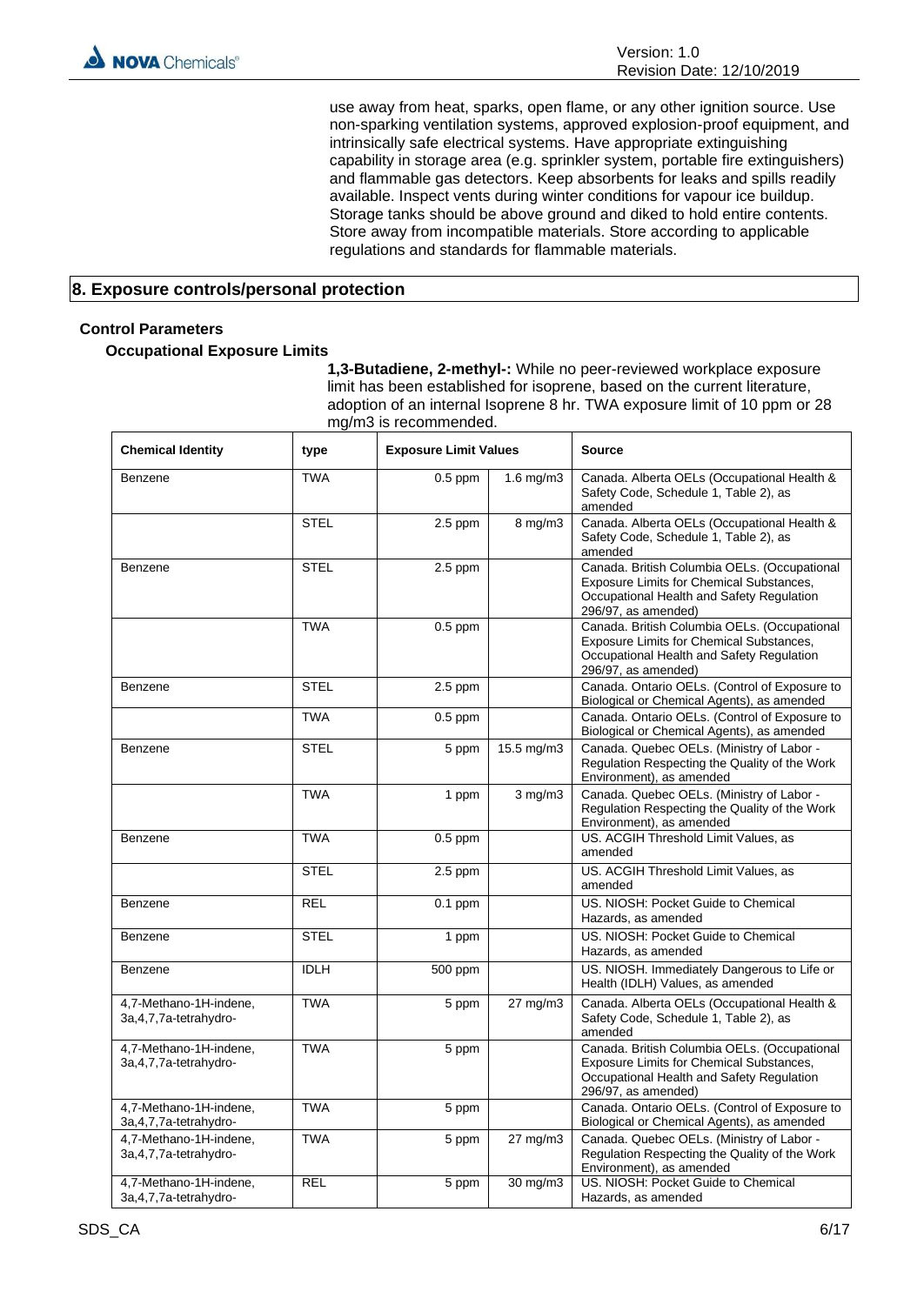use away from heat, sparks, open flame, or any other ignition source. Use non-sparking ventilation systems, approved explosion-proof equipment, and intrinsically safe electrical systems. Have appropriate extinguishing capability in storage area (e.g. sprinkler system, portable fire extinguishers) and flammable gas detectors. Keep absorbents for leaks and spills readily available. Inspect vents during winter conditions for vapour ice buildup. Storage tanks should be above ground and diked to hold entire contents. Store away from incompatible materials. Store according to applicable regulations and standards for flammable materials.

## 8. Exposure controls/personal protection

### Control Parameters

#### Occupational Exposure Limits

**1,3-Butadiene, 2-methyl-:** While no peer-reviewed workplace exposure limit has been established for isoprene, based on the current literature, adoption of an internal Isoprene 8 hr. TWA exposure limit of 10 ppm or 28 mg/m3 is recommended.

| Chemical Identity | type | Exposure Limit Values | | Source |
|---|---|---|---|---|
| Benzene | TWA | 0.5 ppm | 1.6 mg/m3 | Canada. Alberta OELs (Occupational Health & Safety Code, Schedule 1, Table 2), as amended |
| | STEL | 2.5 ppm | 8 mg/m3 | Canada. Alberta OELs (Occupational Health & Safety Code, Schedule 1, Table 2), as amended |
| Benzene | STEL | 2.5 ppm | | Canada. British Columbia OELs. (Occupational Exposure Limits for Chemical Substances, Occupational Health and Safety Regulation 296/97, as amended) |
| | TWA | 0.5 ppm | | Canada. British Columbia OELs. (Occupational Exposure Limits for Chemical Substances, Occupational Health and Safety Regulation 296/97, as amended) |
| Benzene | STEL | 2.5 ppm | | Canada. Ontario OELs. (Control of Exposure to Biological or Chemical Agents), as amended |
| | TWA | 0.5 ppm | | Canada. Ontario OELs. (Control of Exposure to Biological or Chemical Agents), as amended |
| Benzene | STEL | 5 ppm | 15.5 mg/m3 | Canada. Quebec OELs. (Ministry of Labor - Regulation Respecting the Quality of the Work Environment), as amended |
| | TWA | 1 ppm | 3 mg/m3 | Canada. Quebec OELs. (Ministry of Labor - Regulation Respecting the Quality of the Work Environment), as amended |
| Benzene | TWA | 0.5 ppm | | US. ACGIH Threshold Limit Values, as amended |
| | STEL | 2.5 ppm | | US. ACGIH Threshold Limit Values, as amended |
| Benzene | REL | 0.1 ppm | | US. NIOSH: Pocket Guide to Chemical Hazards, as amended |
| Benzene | STEL | 1 ppm | | US. NIOSH: Pocket Guide to Chemical Hazards, as amended |
| Benzene | IDLH | 500 ppm | | US. NIOSH. Immediately Dangerous to Life or Health (IDLH) Values, as amended |
| 4,7-Methano-1H-indene, 3a,4,7,7a-tetrahydro- | TWA | 5 ppm | 27 mg/m3 | Canada. Alberta OELs (Occupational Health & Safety Code, Schedule 1, Table 2), as amended |
| 4,7-Methano-1H-indene, 3a,4,7,7a-tetrahydro- | TWA | 5 ppm | | Canada. British Columbia OELs. (Occupational Exposure Limits for Chemical Substances, Occupational Health and Safety Regulation 296/97, as amended) |
| 4,7-Methano-1H-indene, 3a,4,7,7a-tetrahydro- | TWA | 5 ppm | | Canada. Ontario OELs. (Control of Exposure to Biological or Chemical Agents), as amended |
| 4,7-Methano-1H-indene, 3a,4,7,7a-tetrahydro- | TWA | 5 ppm | 27 mg/m3 | Canada. Quebec OELs. (Ministry of Labor - Regulation Respecting the Quality of the Work Environment), as amended |
| 4,7-Methano-1H-indene, 3a,4,7,7a-tetrahydro- | REL | 5 ppm | 30 mg/m3 | US. NIOSH: Pocket Guide to Chemical Hazards, as amended |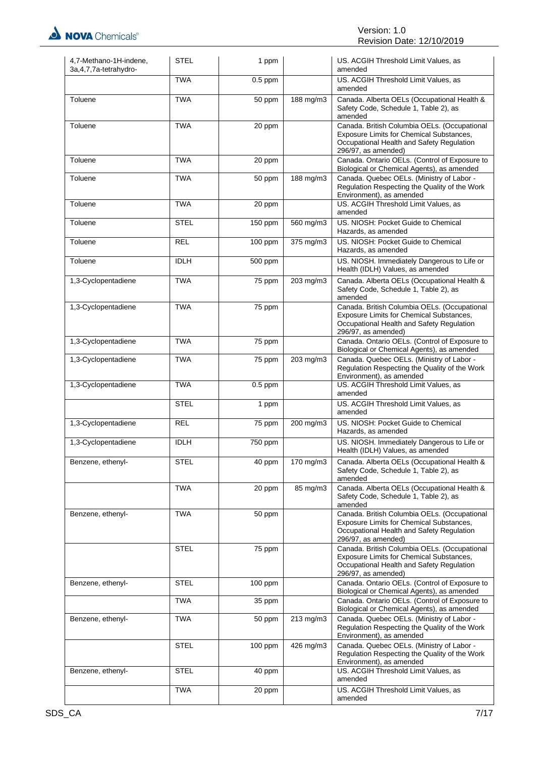| | | | | |
|---|---|---|---|---|
| 4,7-Methano-1H-indene, 3a,4,7,7a-tetrahydro- | STEL | 1 ppm | | US. ACGIH Threshold Limit Values, as amended |
| | TWA | 0.5 ppm | | US. ACGIH Threshold Limit Values, as amended |
| Toluene | TWA | 50 ppm | 188 mg/m3 | Canada. Alberta OELs (Occupational Health & Safety Code, Schedule 1, Table 2), as amended |
| Toluene | TWA | 20 ppm | | Canada. British Columbia OELs. (Occupational Exposure Limits for Chemical Substances, Occupational Health and Safety Regulation 296/97, as amended) |
| Toluene | TWA | 20 ppm | | Canada. Ontario OELs. (Control of Exposure to Biological or Chemical Agents), as amended |
| Toluene | TWA | 50 ppm | 188 mg/m3 | Canada. Quebec OELs. (Ministry of Labor - Regulation Respecting the Quality of the Work Environment), as amended |
| Toluene | TWA | 20 ppm | | US. ACGIH Threshold Limit Values, as amended |
| Toluene | STEL | 150 ppm | 560 mg/m3 | US. NIOSH: Pocket Guide to Chemical Hazards, as amended |
| Toluene | REL | 100 ppm | 375 mg/m3 | US. NIOSH: Pocket Guide to Chemical Hazards, as amended |
| Toluene | IDLH | 500 ppm | | US. NIOSH. Immediately Dangerous to Life or Health (IDLH) Values, as amended |
| 1,3-Cyclopentadiene | TWA | 75 ppm | 203 mg/m3 | Canada. Alberta OELs (Occupational Health & Safety Code, Schedule 1, Table 2), as amended |
| 1,3-Cyclopentadiene | TWA | 75 ppm | | Canada. British Columbia OELs. (Occupational Exposure Limits for Chemical Substances, Occupational Health and Safety Regulation 296/97, as amended) |
| 1,3-Cyclopentadiene | TWA | 75 ppm | | Canada. Ontario OELs. (Control of Exposure to Biological or Chemical Agents), as amended |
| 1,3-Cyclopentadiene | TWA | 75 ppm | 203 mg/m3 | Canada. Quebec OELs. (Ministry of Labor - Regulation Respecting the Quality of the Work Environment), as amended |
| 1,3-Cyclopentadiene | TWA | 0.5 ppm | | US. ACGIH Threshold Limit Values, as amended |
| | STEL | 1 ppm | | US. ACGIH Threshold Limit Values, as amended |
| 1,3-Cyclopentadiene | REL | 75 ppm | 200 mg/m3 | US. NIOSH: Pocket Guide to Chemical Hazards, as amended |
| 1,3-Cyclopentadiene | IDLH | 750 ppm | | US. NIOSH. Immediately Dangerous to Life or Health (IDLH) Values, as amended |
| Benzene, ethenyl- | STEL | 40 ppm | 170 mg/m3 | Canada. Alberta OELs (Occupational Health & Safety Code, Schedule 1, Table 2), as amended |
| | TWA | 20 ppm | 85 mg/m3 | Canada. Alberta OELs (Occupational Health & Safety Code, Schedule 1, Table 2), as amended |
| Benzene, ethenyl- | TWA | 50 ppm | | Canada. British Columbia OELs. (Occupational Exposure Limits for Chemical Substances, Occupational Health and Safety Regulation 296/97, as amended) |
| | STEL | 75 ppm | | Canada. British Columbia OELs. (Occupational Exposure Limits for Chemical Substances, Occupational Health and Safety Regulation 296/97, as amended) |
| Benzene, ethenyl- | STEL | 100 ppm | | Canada. Ontario OELs. (Control of Exposure to Biological or Chemical Agents), as amended |
| | TWA | 35 ppm | | Canada. Ontario OELs. (Control of Exposure to Biological or Chemical Agents), as amended |
| Benzene, ethenyl- | TWA | 50 ppm | 213 mg/m3 | Canada. Quebec OELs. (Ministry of Labor - Regulation Respecting the Quality of the Work Environment), as amended |
| | STEL | 100 ppm | 426 mg/m3 | Canada. Quebec OELs. (Ministry of Labor - Regulation Respecting the Quality of the Work Environment), as amended |
| Benzene, ethenyl- | STEL | 40 ppm | | US. ACGIH Threshold Limit Values, as amended |
| | TWA | 20 ppm | | US. ACGIH Threshold Limit Values, as amended |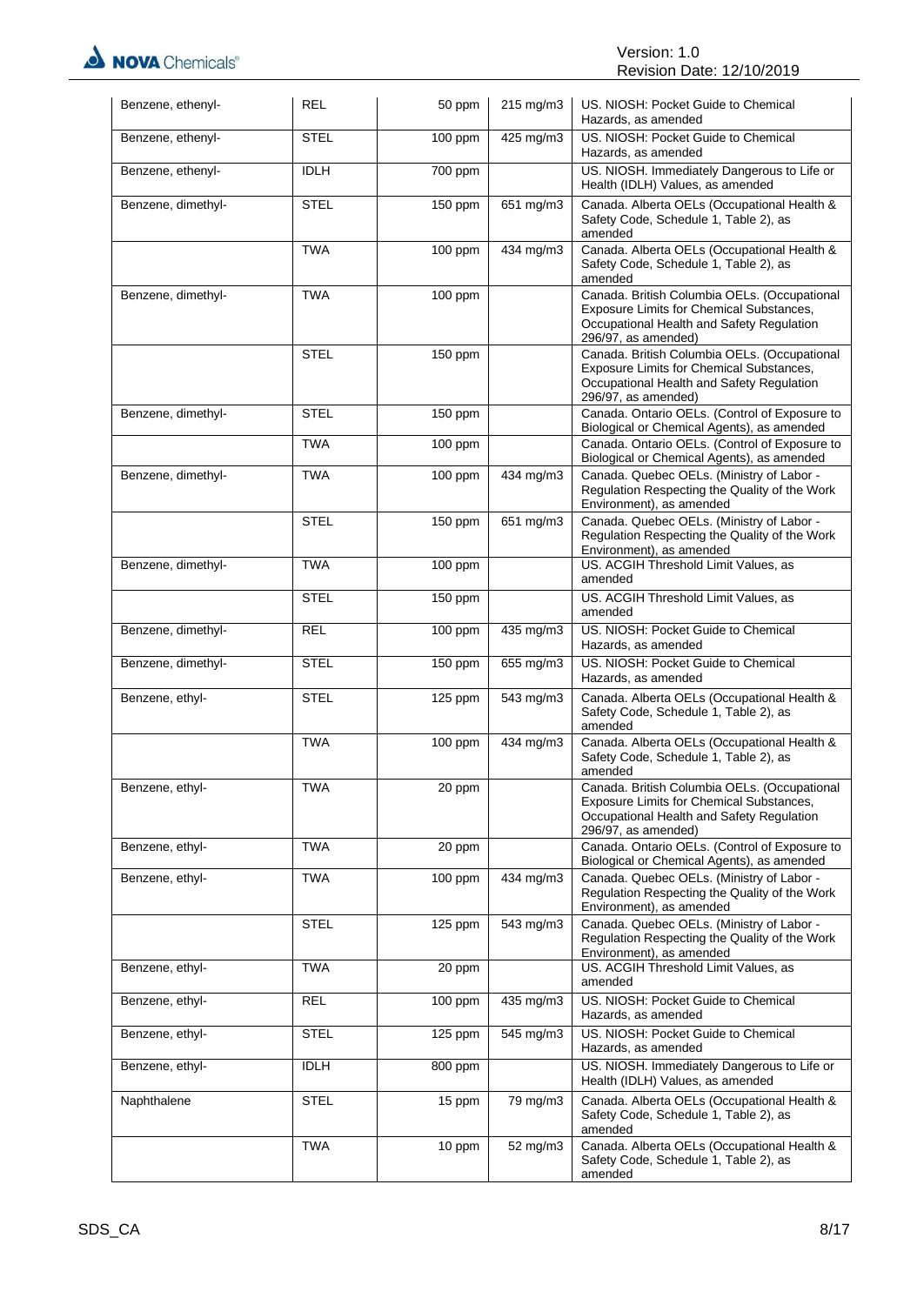| Benzene, ethenyl- | REL | 50 ppm | 215 mg/m3 | US. NIOSH: Pocket Guide to Chemical Hazards, as amended |
|---|---|---|---|---|
| Benzene, ethenyl- | STEL | 100 ppm | 425 mg/m3 | US. NIOSH: Pocket Guide to Chemical Hazards, as amended |
| Benzene, ethenyl- | IDLH | 700 ppm | | US. NIOSH. Immediately Dangerous to Life or Health (IDLH) Values, as amended |
| Benzene, dimethyl- | STEL | 150 ppm | 651 mg/m3 | Canada. Alberta OELs (Occupational Health & Safety Code, Schedule 1, Table 2), as amended |
| | TWA | 100 ppm | 434 mg/m3 | Canada. Alberta OELs (Occupational Health & Safety Code, Schedule 1, Table 2), as amended |
| Benzene, dimethyl- | TWA | 100 ppm | | Canada. British Columbia OELs. (Occupational Exposure Limits for Chemical Substances, Occupational Health and Safety Regulation 296/97, as amended) |
| | STEL | 150 ppm | | Canada. British Columbia OELs. (Occupational Exposure Limits for Chemical Substances, Occupational Health and Safety Regulation 296/97, as amended) |
| Benzene, dimethyl- | STEL | 150 ppm | | Canada. Ontario OELs. (Control of Exposure to Biological or Chemical Agents), as amended |
| | TWA | 100 ppm | | Canada. Ontario OELs. (Control of Exposure to Biological or Chemical Agents), as amended |
| Benzene, dimethyl- | TWA | 100 ppm | 434 mg/m3 | Canada. Quebec OELs. (Ministry of Labor - Regulation Respecting the Quality of the Work Environment), as amended |
| | STEL | 150 ppm | 651 mg/m3 | Canada. Quebec OELs. (Ministry of Labor - Regulation Respecting the Quality of the Work Environment), as amended |
| Benzene, dimethyl- | TWA | 100 ppm | | US. ACGIH Threshold Limit Values, as amended |
| | STEL | 150 ppm | | US. ACGIH Threshold Limit Values, as amended |
| Benzene, dimethyl- | REL | 100 ppm | 435 mg/m3 | US. NIOSH: Pocket Guide to Chemical Hazards, as amended |
| Benzene, dimethyl- | STEL | 150 ppm | 655 mg/m3 | US. NIOSH: Pocket Guide to Chemical Hazards, as amended |
| Benzene, ethyl- | STEL | 125 ppm | 543 mg/m3 | Canada. Alberta OELs (Occupational Health & Safety Code, Schedule 1, Table 2), as amended |
| | TWA | 100 ppm | 434 mg/m3 | Canada. Alberta OELs (Occupational Health & Safety Code, Schedule 1, Table 2), as amended |
| Benzene, ethyl- | TWA | 20 ppm | | Canada. British Columbia OELs. (Occupational Exposure Limits for Chemical Substances, Occupational Health and Safety Regulation 296/97, as amended) |
| Benzene, ethyl- | TWA | 20 ppm | | Canada. Ontario OELs. (Control of Exposure to Biological or Chemical Agents), as amended |
| Benzene, ethyl- | TWA | 100 ppm | 434 mg/m3 | Canada. Quebec OELs. (Ministry of Labor - Regulation Respecting the Quality of the Work Environment), as amended |
| | STEL | 125 ppm | 543 mg/m3 | Canada. Quebec OELs. (Ministry of Labor - Regulation Respecting the Quality of the Work Environment), as amended |
| Benzene, ethyl- | TWA | 20 ppm | | US. ACGIH Threshold Limit Values, as amended |
| Benzene, ethyl- | REL | 100 ppm | 435 mg/m3 | US. NIOSH: Pocket Guide to Chemical Hazards, as amended |
| Benzene, ethyl- | STEL | 125 ppm | 545 mg/m3 | US. NIOSH: Pocket Guide to Chemical Hazards, as amended |
| Benzene, ethyl- | IDLH | 800 ppm | | US. NIOSH. Immediately Dangerous to Life or Health (IDLH) Values, as amended |
| Naphthalene | STEL | 15 ppm | 79 mg/m3 | Canada. Alberta OELs (Occupational Health & Safety Code, Schedule 1, Table 2), as amended |
| | TWA | 10 ppm | 52 mg/m3 | Canada. Alberta OELs (Occupational Health & Safety Code, Schedule 1, Table 2), as amended |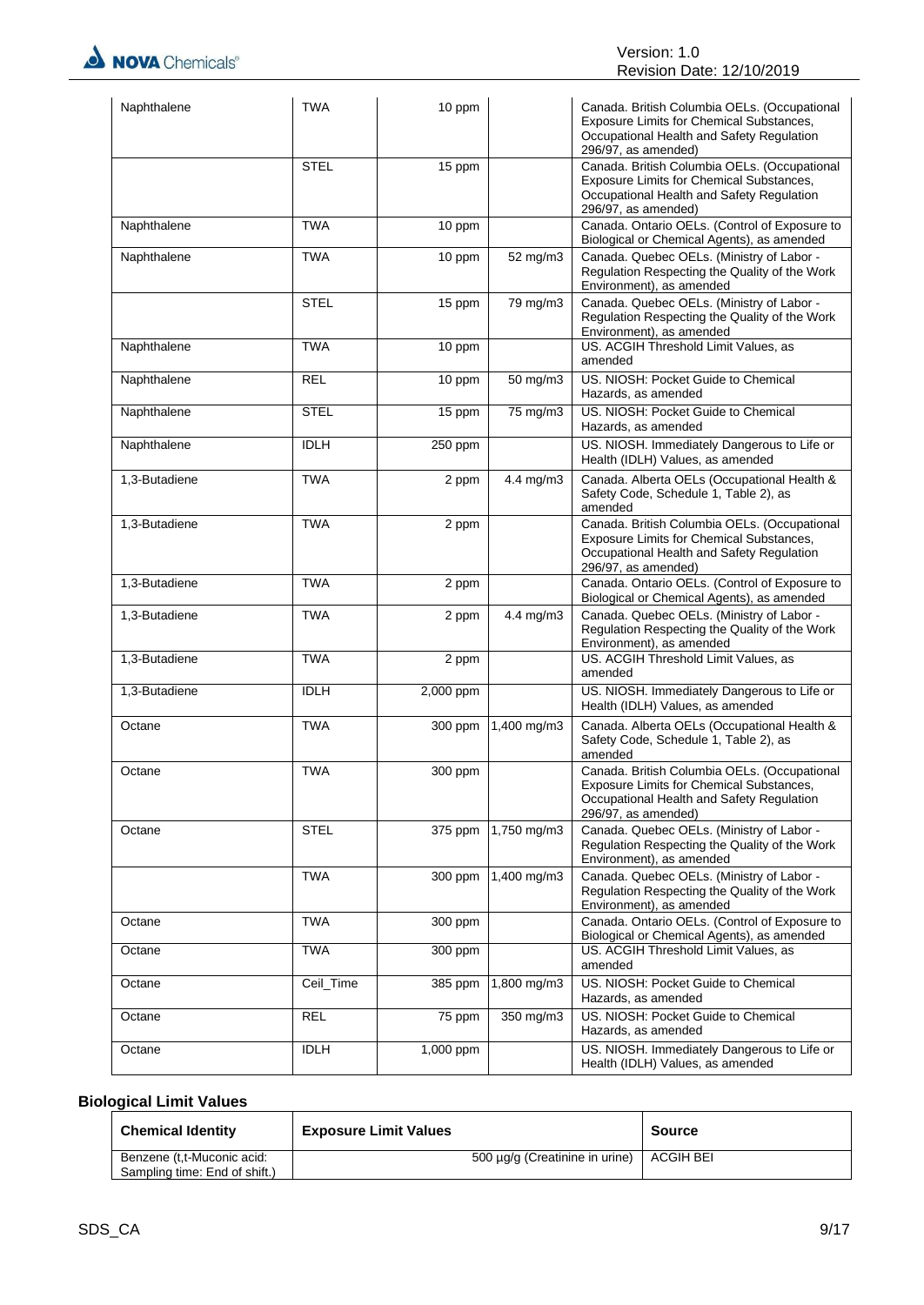| | | | | |
|---|---|---|---|---|
| Naphthalene | TWA | 10 ppm | | Canada. British Columbia OELs. (Occupational Exposure Limits for Chemical Substances, Occupational Health and Safety Regulation 296/97, as amended) |
| | STEL | 15 ppm | | Canada. British Columbia OELs. (Occupational Exposure Limits for Chemical Substances, Occupational Health and Safety Regulation 296/97, as amended) |
| Naphthalene | TWA | 10 ppm | | Canada. Ontario OELs. (Control of Exposure to Biological or Chemical Agents), as amended |
| Naphthalene | TWA | 10 ppm | 52 mg/m3 | Canada. Quebec OELs. (Ministry of Labor - Regulation Respecting the Quality of the Work Environment), as amended |
| | STEL | 15 ppm | 79 mg/m3 | Canada. Quebec OELs. (Ministry of Labor - Regulation Respecting the Quality of the Work Environment), as amended |
| Naphthalene | TWA | 10 ppm | | US. ACGIH Threshold Limit Values, as amended |
| Naphthalene | REL | 10 ppm | 50 mg/m3 | US. NIOSH: Pocket Guide to Chemical Hazards, as amended |
| Naphthalene | STEL | 15 ppm | 75 mg/m3 | US. NIOSH: Pocket Guide to Chemical Hazards, as amended |
| Naphthalene | IDLH | 250 ppm | | US. NIOSH. Immediately Dangerous to Life or Health (IDLH) Values, as amended |
| 1,3-Butadiene | TWA | 2 ppm | 4.4 mg/m3 | Canada. Alberta OELs (Occupational Health & Safety Code, Schedule 1, Table 2), as amended |
| 1,3-Butadiene | TWA | 2 ppm | | Canada. British Columbia OELs. (Occupational Exposure Limits for Chemical Substances, Occupational Health and Safety Regulation 296/97, as amended) |
| 1,3-Butadiene | TWA | 2 ppm | | Canada. Ontario OELs. (Control of Exposure to Biological or Chemical Agents), as amended |
| 1,3-Butadiene | TWA | 2 ppm | 4.4 mg/m3 | Canada. Quebec OELs. (Ministry of Labor - Regulation Respecting the Quality of the Work Environment), as amended |
| 1,3-Butadiene | TWA | 2 ppm | | US. ACGIH Threshold Limit Values, as amended |
| 1,3-Butadiene | IDLH | 2,000 ppm | | US. NIOSH. Immediately Dangerous to Life or Health (IDLH) Values, as amended |
| Octane | TWA | 300 ppm | 1,400 mg/m3 | Canada. Alberta OELs (Occupational Health & Safety Code, Schedule 1, Table 2), as amended |
| Octane | TWA | 300 ppm | | Canada. British Columbia OELs. (Occupational Exposure Limits for Chemical Substances, Occupational Health and Safety Regulation 296/97, as amended) |
| Octane | STEL | 375 ppm | 1,750 mg/m3 | Canada. Quebec OELs. (Ministry of Labor - Regulation Respecting the Quality of the Work Environment), as amended |
| | TWA | 300 ppm | 1,400 mg/m3 | Canada. Quebec OELs. (Ministry of Labor - Regulation Respecting the Quality of the Work Environment), as amended |
| Octane | TWA | 300 ppm | | Canada. Ontario OELs. (Control of Exposure to Biological or Chemical Agents), as amended |
| Octane | TWA | 300 ppm | | US. ACGIH Threshold Limit Values, as amended |
| Octane | Ceil_Time | 385 ppm | 1,800 mg/m3 | US. NIOSH: Pocket Guide to Chemical Hazards, as amended |
| Octane | REL | 75 ppm | 350 mg/m3 | US. NIOSH: Pocket Guide to Chemical Hazards, as amended |
| Octane | IDLH | 1,000 ppm | | US. NIOSH. Immediately Dangerous to Life or Health (IDLH) Values, as amended |

## Biological Limit Values

| Chemical Identity | Exposure Limit Values | Source |
|---|---|---|
| Benzene (t,t-Muconic acid: Sampling time: End of shift.) | 500 µg/g (Creatinine in urine) | ACGIH BEI |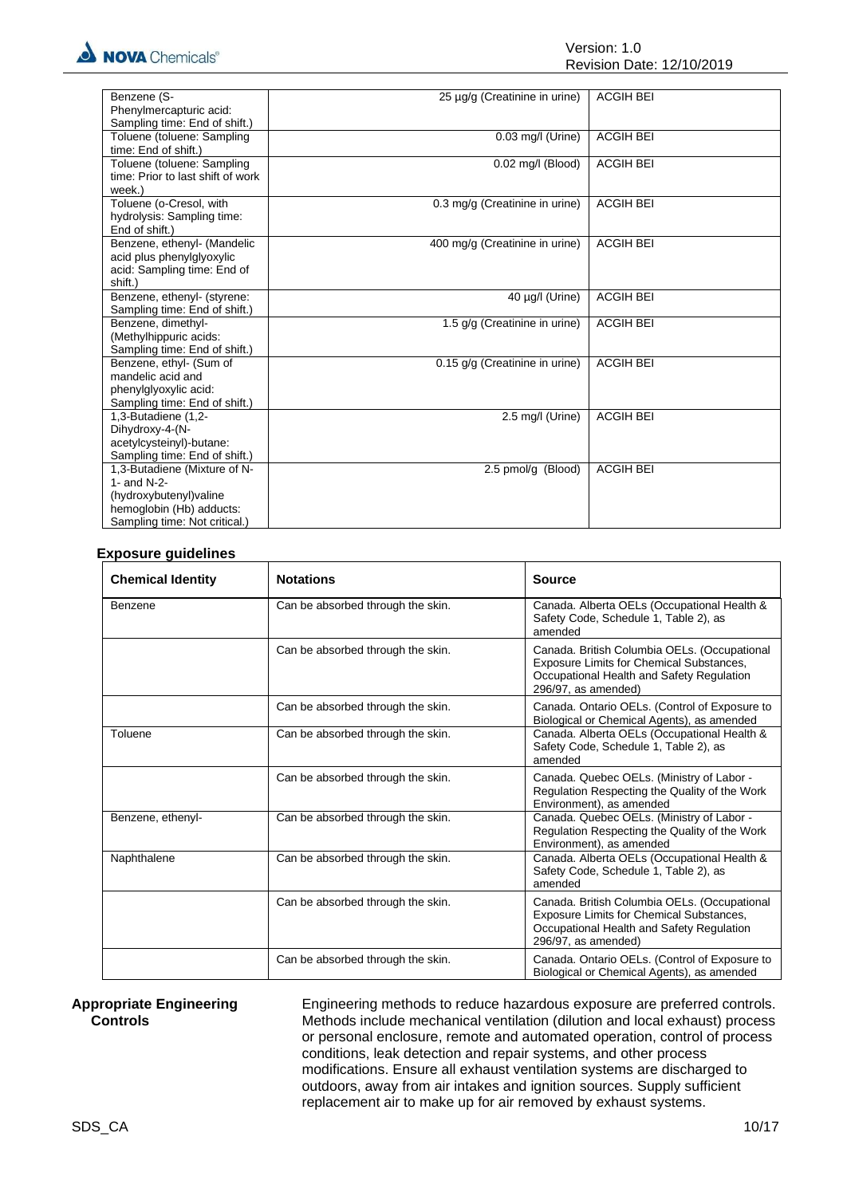| | | |
|---|---|---|
| Benzene (S-Phenylmercapturic acid: Sampling time: End of shift.) | 25 µg/g (Creatinine in urine) | ACGIH BEI |
| Toluene (toluene: Sampling time: End of shift.) | 0.03 mg/l (Urine) | ACGIH BEI |
| Toluene (toluene: Sampling time: Prior to last shift of work week.) | 0.02 mg/l (Blood) | ACGIH BEI |
| Toluene (o-Cresol, with hydrolysis: Sampling time: End of shift.) | 0.3 mg/g (Creatinine in urine) | ACGIH BEI |
| Benzene, ethenyl- (Mandelic acid plus phenylglyoxylic acid: Sampling time: End of shift.) | 400 mg/g (Creatinine in urine) | ACGIH BEI |
| Benzene, ethenyl- (styrene: Sampling time: End of shift.) | 40 µg/l (Urine) | ACGIH BEI |
| Benzene, dimethyl- (Methylhippuric acids: Sampling time: End of shift.) | 1.5 g/g (Creatinine in urine) | ACGIH BEI |
| Benzene, ethyl- (Sum of mandelic acid and phenylglyoxylic acid: Sampling time: End of shift.) | 0.15 g/g (Creatinine in urine) | ACGIH BEI |
| 1,3-Butadiene (1,2-Dihydroxy-4-(N-acetylcysteinyl)-butane: Sampling time: End of shift.) | 2.5 mg/l (Urine) | ACGIH BEI |
| 1,3-Butadiene (Mixture of N-1- and N-2-(hydroxybutenyl)valine hemoglobin (Hb) adducts: Sampling time: Not critical.) | 2.5 pmol/g (Blood) | ACGIH BEI |

**Exposure guidelines**

| Chemical Identity | Notations | Source |
|---|---|---|
| Benzene | Can be absorbed through the skin. | Canada. Alberta OELs (Occupational Health & Safety Code, Schedule 1, Table 2), as amended |
| | Can be absorbed through the skin. | Canada. British Columbia OELs. (Occupational Exposure Limits for Chemical Substances, Occupational Health and Safety Regulation 296/97, as amended) |
| | Can be absorbed through the skin. | Canada. Ontario OELs. (Control of Exposure to Biological or Chemical Agents), as amended |
| Toluene | Can be absorbed through the skin. | Canada. Alberta OELs (Occupational Health & Safety Code, Schedule 1, Table 2), as amended |
| | Can be absorbed through the skin. | Canada. Quebec OELs. (Ministry of Labor - Regulation Respecting the Quality of the Work Environment), as amended |
| Benzene, ethenyl- | Can be absorbed through the skin. | Canada. Quebec OELs. (Ministry of Labor - Regulation Respecting the Quality of the Work Environment), as amended |
| Naphthalene | Can be absorbed through the skin. | Canada. Alberta OELs (Occupational Health & Safety Code, Schedule 1, Table 2), as amended |
| | Can be absorbed through the skin. | Canada. British Columbia OELs. (Occupational Exposure Limits for Chemical Substances, Occupational Health and Safety Regulation 296/97, as amended) |
| | Can be absorbed through the skin. | Canada. Ontario OELs. (Control of Exposure to Biological or Chemical Agents), as amended |

**Appropriate Engineering Controls**

Engineering methods to reduce hazardous exposure are preferred controls. Methods include mechanical ventilation (dilution and local exhaust) process or personal enclosure, remote and automated operation, control of process conditions, leak detection and repair systems, and other process modifications. Ensure all exhaust ventilation systems are discharged to outdoors, away from air intakes and ignition sources. Supply sufficient replacement air to make up for air removed by exhaust systems.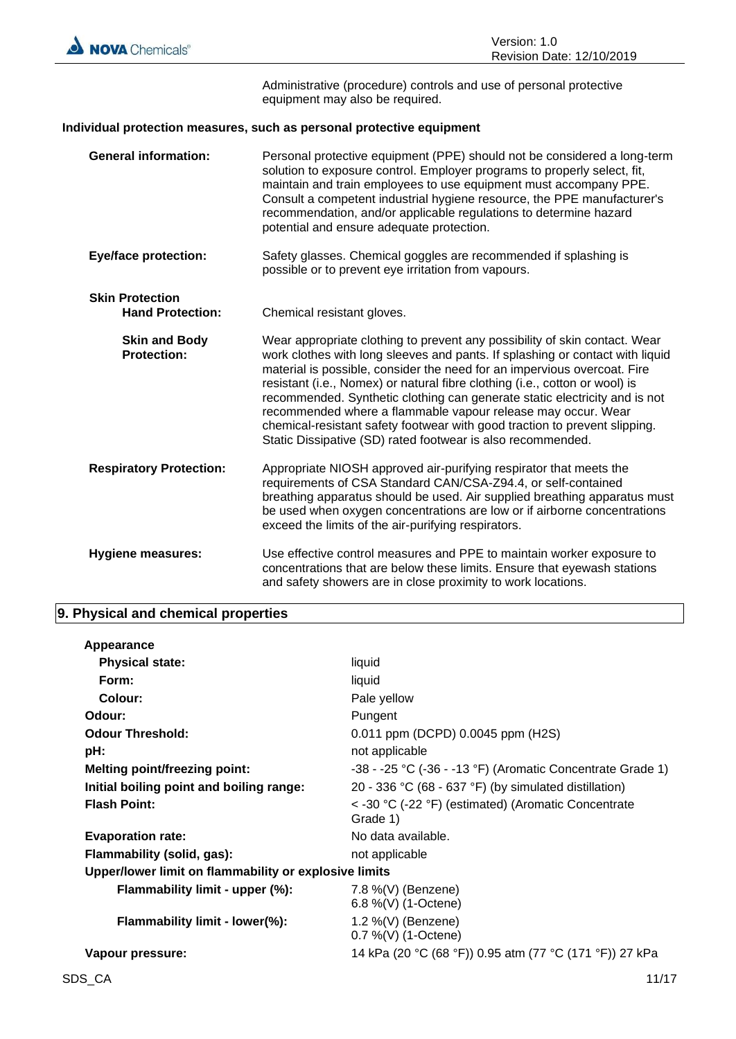Administrative (procedure) controls and use of personal protective equipment may also be required.

**Individual protection measures, such as personal protective equipment**

| | |
|---|---|
| **General information:** | Personal protective equipment (PPE) should not be considered a long-term solution to exposure control. Employer programs to properly select, fit, maintain and train employees to use equipment must accompany PPE. Consult a competent industrial hygiene resource, the PPE manufacturer's recommendation, and/or applicable regulations to determine hazard potential and ensure adequate protection. |
| **Eye/face protection:** | Safety glasses. Chemical goggles are recommended if splashing is possible or to prevent eye irritation from vapours. |
| **Skin Protection** | |
| **Hand Protection:** | Chemical resistant gloves. |
| **Skin and Body Protection:** | Wear appropriate clothing to prevent any possibility of skin contact. Wear work clothes with long sleeves and pants. If splashing or contact with liquid material is possible, consider the need for an impervious overcoat. Fire resistant (i.e., Nomex) or natural fibre clothing (i.e., cotton or wool) is recommended. Synthetic clothing can generate static electricity and is not recommended where a flammable vapour release may occur. Wear chemical-resistant safety footwear with good traction to prevent slipping. Static Dissipative (SD) rated footwear is also recommended. |
| **Respiratory Protection:** | Appropriate NIOSH approved air-purifying respirator that meets the requirements of CSA Standard CAN/CSA-Z94.4, or self-contained breathing apparatus should be used. Air supplied breathing apparatus must be used when oxygen concentrations are low or if airborne concentrations exceed the limits of the air-purifying respirators. |
| **Hygiene measures:** | Use effective control measures and PPE to maintain worker exposure to concentrations that are below these limits. Ensure that eyewash stations and safety showers are in close proximity to work locations. |

## 9. Physical and chemical properties

| | |
|---|---|
| **Appearance** | |
| **Physical state:** | liquid |
| **Form:** | liquid |
| **Colour:** | Pale yellow |
| **Odour:** | Pungent |
| **Odour Threshold:** | 0.011 ppm (DCPD) 0.0045 ppm (H2S) |
| **pH:** | not applicable |
| **Melting point/freezing point:** | -38 - -25 °C (-36 - -13 °F) (Aromatic Concentrate Grade 1) |
| **Initial boiling point and boiling range:** | 20 - 336 °C (68 - 637 °F) (by simulated distillation) |
| **Flash Point:** | < -30 °C (-22 °F) (estimated) (Aromatic Concentrate Grade 1) |
| **Evaporation rate:** | No data available. |
| **Flammability (solid, gas):** | not applicable |
| **Upper/lower limit on flammability or explosive limits** | |
| **Flammability limit - upper (%):** | 7.8 %(V) (Benzene)<br>6.8 %(V) (1-Octene) |
| **Flammability limit - lower(%):** | 1.2 %(V) (Benzene)<br>0.7 %(V) (1-Octene) |
| **Vapour pressure:** | 14 kPa (20 °C (68 °F)) 0.95 atm (77 °C (171 °F)) 27 kPa |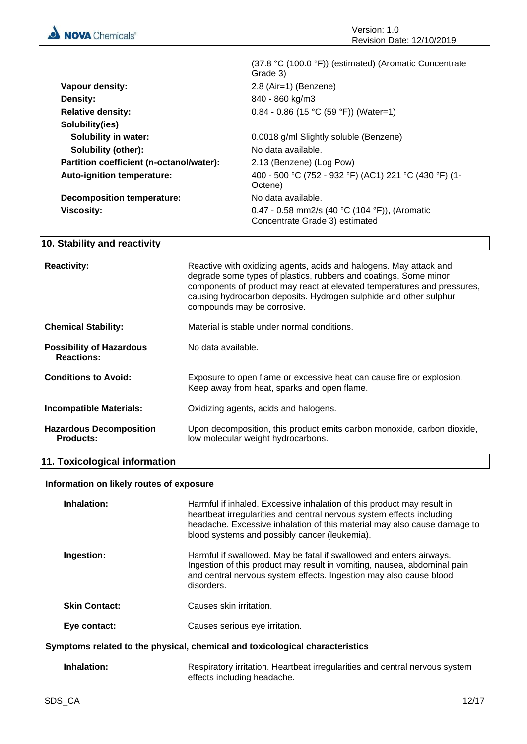| | |
|---|---|
| | (37.8 °C (100.0 °F)) (estimated) (Aromatic Concentrate Grade 3) |
| **Vapour density:** | 2.8 (Air=1) (Benzene) |
| **Density:** | 840 - 860 kg/m3 |
| **Relative density:** | 0.84 - 0.86 (15 °C (59 °F)) (Water=1) |
| **Solubility(ies)** | |
| **Solubility in water:** | 0.0018 g/ml Slightly soluble (Benzene) |
| **Solubility (other):** | No data available. |
| **Partition coefficient (n-octanol/water):** | 2.13 (Benzene) (Log Pow) |
| **Auto-ignition temperature:** | 400 - 500 °C (752 - 932 °F) (AC1) 221 °C (430 °F) (1-Octene) |
| **Decomposition temperature:** | No data available. |
| **Viscosity:** | 0.47 - 0.58 mm2/s (40 °C (104 °F)), (Aromatic Concentrate Grade 3) estimated |

## 10. Stability and reactivity

**Reactivity:** Reactive with oxidizing agents, acids and halogens. May attack and degrade some types of plastics, rubbers and coatings. Some minor components of product may react at elevated temperatures and pressures, causing hydrocarbon deposits. Hydrogen sulphide and other sulphur compounds may be corrosive.

**Chemical Stability:** Material is stable under normal conditions.

**Possibility of Hazardous Reactions:** No data available.

**Conditions to Avoid:** Exposure to open flame or excessive heat can cause fire or explosion. Keep away from heat, sparks and open flame.

**Incompatible Materials:** Oxidizing agents, acids and halogens.

**Hazardous Decomposition Products:** Upon decomposition, this product emits carbon monoxide, carbon dioxide, low molecular weight hydrocarbons.

## 11. Toxicological information

### Information on likely routes of exposure

**Inhalation:** Harmful if inhaled. Excessive inhalation of this product may result in heartbeat irregularities and central nervous system effects including headache. Excessive inhalation of this material may also cause damage to blood systems and possibly cancer (leukemia).

**Ingestion:** Harmful if swallowed. May be fatal if swallowed and enters airways. Ingestion of this product may result in vomiting, nausea, abdominal pain and central nervous system effects. Ingestion may also cause blood disorders.

**Skin Contact:** Causes skin irritation.

**Eye contact:** Causes serious eye irritation.

### Symptoms related to the physical, chemical and toxicological characteristics

**Inhalation:** Respiratory irritation. Heartbeat irregularities and central nervous system effects including headache.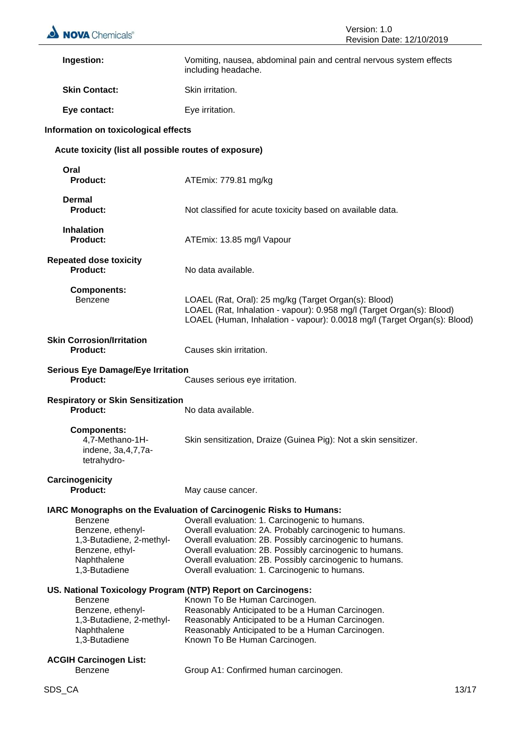**Ingestion:** Vomiting, nausea, abdominal pain and central nervous system effects including headache.

**Skin Contact:** Skin irritation.

**Eye contact:** Eye irritation.

### Information on toxicological effects

#### Acute toxicity (list all possible routes of exposure)

**Oral**
**Product:** ATEmix: 779.81 mg/kg

**Dermal**
**Product:** Not classified for acute toxicity based on available data.

**Inhalation**
**Product:** ATEmix: 13.85 mg/l Vapour

**Repeated dose toxicity**
**Product:** No data available.

**Components:**

Benzene
LOAEL (Rat, Oral): 25 mg/kg (Target Organ(s): Blood)
LOAEL (Rat, Inhalation - vapour): 0.958 mg/l (Target Organ(s): Blood)
LOAEL (Human, Inhalation - vapour): 0.0018 mg/l (Target Organ(s): Blood)

**Skin Corrosion/Irritation**
**Product:** Causes skin irritation.

**Serious Eye Damage/Eye Irritation**
**Product:** Causes serious eye irritation.

**Respiratory or Skin Sensitization**
**Product:** No data available.

**Components:**

4,7-Methano-1H-indene, 3a,4,7,7a-tetrahydro-
Skin sensitization, Draize (Guinea Pig): Not a skin sensitizer.

**Carcinogenicity**
**Product:** May cause cancer.

**IARC Monographs on the Evaluation of Carcinogenic Risks to Humans:**

| | |
|---|---|
| Benzene | Overall evaluation: 1. Carcinogenic to humans. |
| Benzene, ethenyl- | Overall evaluation: 2A. Probably carcinogenic to humans. |
| 1,3-Butadiene, 2-methyl- | Overall evaluation: 2B. Possibly carcinogenic to humans. |
| Benzene, ethyl- | Overall evaluation: 2B. Possibly carcinogenic to humans. |
| Naphthalene | Overall evaluation: 2B. Possibly carcinogenic to humans. |
| 1,3-Butadiene | Overall evaluation: 1. Carcinogenic to humans. |

**US. National Toxicology Program (NTP) Report on Carcinogens:**

| | |
|---|---|
| Benzene | Known To Be Human Carcinogen. |
| Benzene, ethenyl- | Reasonably Anticipated to be a Human Carcinogen. |
| 1,3-Butadiene, 2-methyl- | Reasonably Anticipated to be a Human Carcinogen. |
| Naphthalene | Reasonably Anticipated to be a Human Carcinogen. |
| 1,3-Butadiene | Known To Be Human Carcinogen. |

**ACGIH Carcinogen List:**

| | |
|---|---|
| Benzene | Group A1: Confirmed human carcinogen. |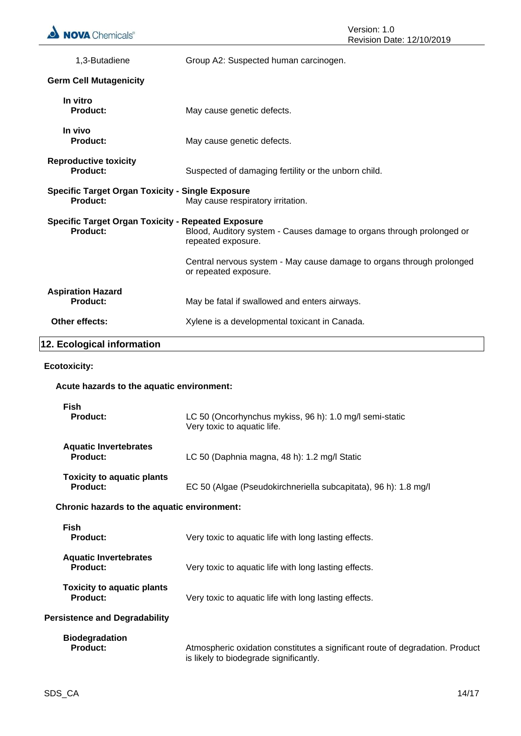1,3-Butadiene — Group A2: Suspected human carcinogen.

**Germ Cell Mutagenicity**

**In vitro**
**Product:** May cause genetic defects.

**In vivo**
**Product:** May cause genetic defects.

**Reproductive toxicity**
**Product:** Suspected of damaging fertility or the unborn child.

**Specific Target Organ Toxicity - Single Exposure**
**Product:** May cause respiratory irritation.

**Specific Target Organ Toxicity - Repeated Exposure**
**Product:** Blood, Auditory system - Causes damage to organs through prolonged or repeated exposure.

Central nervous system - May cause damage to organs through prolonged or repeated exposure.

**Aspiration Hazard**
**Product:** May be fatal if swallowed and enters airways.

**Other effects:** Xylene is a developmental toxicant in Canada.

## 12. Ecological information

**Ecotoxicity:**

**Acute hazards to the aquatic environment:**

**Fish**
**Product:** LC 50 (Oncorhynchus mykiss, 96 h): 1.0 mg/l semi-static
Very toxic to aquatic life.

**Aquatic Invertebrates**
**Product:** LC 50 (Daphnia magna, 48 h): 1.2 mg/l Static

**Toxicity to aquatic plants**
**Product:** EC 50 (Algae (Pseudokirchneriella subcapitata), 96 h): 1.8 mg/l

**Chronic hazards to the aquatic environment:**

**Fish**
**Product:** Very toxic to aquatic life with long lasting effects.

**Aquatic Invertebrates**
**Product:** Very toxic to aquatic life with long lasting effects.

**Toxicity to aquatic plants**
**Product:** Very toxic to aquatic life with long lasting effects.

**Persistence and Degradability**

**Biodegradation**
**Product:** Atmospheric oxidation constitutes a significant route of degradation. Product is likely to biodegrade significantly.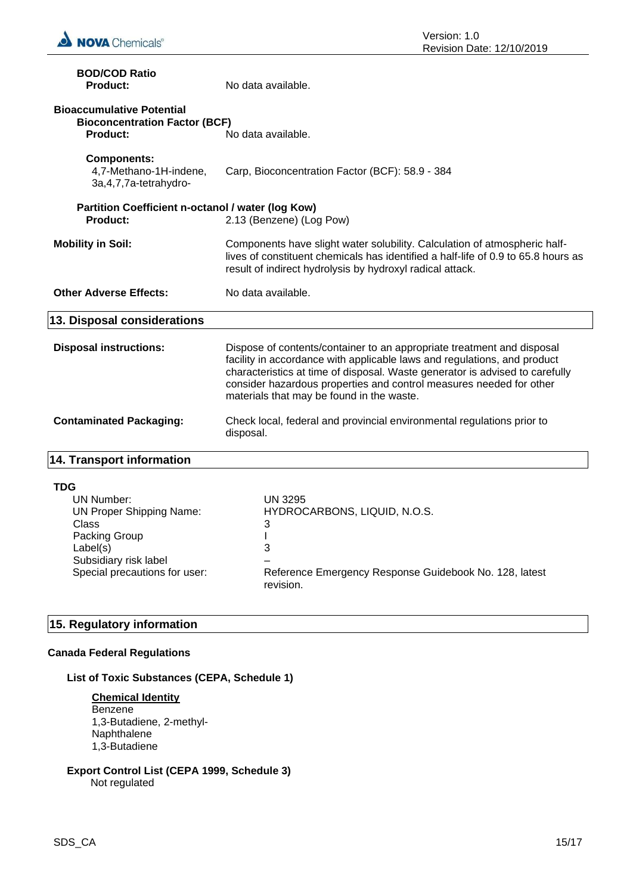**BOD/COD Ratio**

**Product:** No data available.

**Bioaccumulative Potential**

**Bioconcentration Factor (BCF)**

**Product:** No data available.

**Components:**

4,7-Methano-1H-indene, 3a,4,7,7a-tetrahydro-: Carp, Bioconcentration Factor (BCF): 58.9 - 384

**Partition Coefficient n-octanol / water (log Kow)**

**Product:** 2.13 (Benzene) (Log Pow)

**Mobility in Soil:** Components have slight water solubility. Calculation of atmospheric half-lives of constituent chemicals has identified a half-life of 0.9 to 65.8 hours as result of indirect hydrolysis by hydroxyl radical attack.

**Other Adverse Effects:** No data available.

## 13. Disposal considerations

**Disposal instructions:** Dispose of contents/container to an appropriate treatment and disposal facility in accordance with applicable laws and regulations, and product characteristics at time of disposal. Waste generator is advised to carefully consider hazardous properties and control measures needed for other materials that may be found in the waste.

**Contaminated Packaging:** Check local, federal and provincial environmental regulations prior to disposal.

## 14. Transport information

**TDG**

| | |
|---|---|
| UN Number: | UN 3295 |
| UN Proper Shipping Name: | HYDROCARBONS, LIQUID, N.O.S. |
| Class | 3 |
| Packing Group | I |
| Label(s) | 3 |
| Subsidiary risk label | – |
| Special precautions for user: | Reference Emergency Response Guidebook No. 128, latest revision. |

## 15. Regulatory information

**Canada Federal Regulations**

**List of Toxic Substances (CEPA, Schedule 1)**

**Chemical Identity**

Benzene
1,3-Butadiene, 2-methyl-
Naphthalene
1,3-Butadiene

**Export Control List (CEPA 1999, Schedule 3)**

Not regulated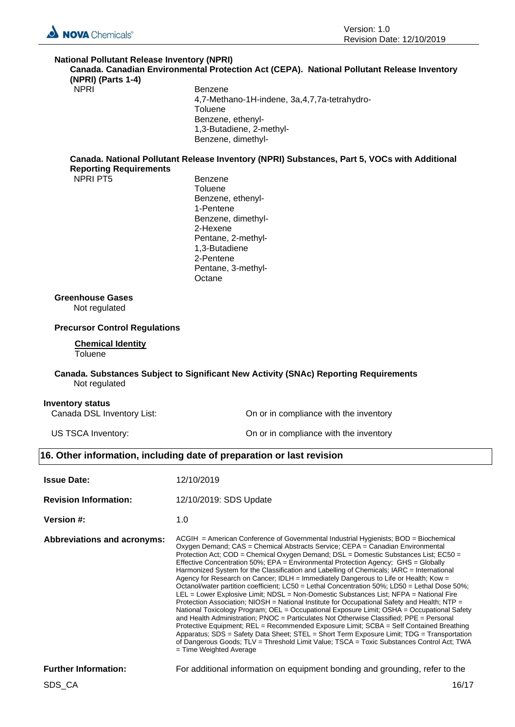**National Pollutant Release Inventory (NPRI)**

**Canada. Canadian Environmental Protection Act (CEPA). National Pollutant Release Inventory (NPRI) (Parts 1-4)**

| | |
|---|---|
| NPRI | Benzene<br>4,7-Methano-1H-indene, 3a,4,7,7a-tetrahydro-<br>Toluene<br>Benzene, ethenyl-<br>1,3-Butadiene, 2-methyl-<br>Benzene, dimethyl- |

**Canada. National Pollutant Release Inventory (NPRI) Substances, Part 5, VOCs with Additional Reporting Requirements**

| | |
|---|---|
| NPRI PT5 | Benzene<br>Toluene<br>Benzene, ethenyl-<br>1-Pentene<br>Benzene, dimethyl-<br>2-Hexene<br>Pentane, 2-methyl-<br>1,3-Butadiene<br>2-Pentene<br>Pentane, 3-methyl-<br>Octane |

**Greenhouse Gases**

Not regulated

**Precursor Control Regulations**

**Chemical Identity**

Toluene

**Canada. Substances Subject to Significant New Activity (SNAc) Reporting Requirements**

Not regulated

**Inventory status**

| | |
|---|---|
| Canada DSL Inventory List: | On or in compliance with the inventory |
| US TSCA Inventory: | On or in compliance with the inventory |

## 16. Other information, including date of preparation or last revision

| | |
|---|---|
| **Issue Date:** | 12/10/2019 |
| **Revision Information:** | 12/10/2019: SDS Update |
| **Version #:** | 1.0 |
| **Abbreviations and acronyms:** | ACGIH = American Conference of Governmental Industrial Hygienists; BOD = Biochemical Oxygen Demand; CAS = Chemical Abstracts Service; CEPA = Canadian Environmental Protection Act; COD = Chemical Oxygen Demand; DSL = Domestic Substances List; EC50 = Effective Concentration 50%; EPA = Environmental Protection Agency; GHS = Globally Harmonized System for the Classification and Labelling of Chemicals; IARC = International Agency for Research on Cancer; IDLH = Immediately Dangerous to Life or Health; Kow = Octanol/water partition coefficient; LC50 = Lethal Concentration 50%; LD50 = Lethal Dose 50%; LEL = Lower Explosive Limit; NDSL = Non-Domestic Substances List; NFPA = National Fire Protection Association; NIOSH = National Institute for Occupational Safety and Health; NTP = National Toxicology Program; OEL = Occupational Exposure Limit; OSHA = Occupational Safety and Health Administration; PNOC = Particulates Not Otherwise Classified; PPE = Personal Protective Equipment; REL = Recommended Exposure Limit; SCBA = Self Contained Breathing Apparatus; SDS = Safety Data Sheet; STEL = Short Term Exposure Limit; TDG = Transportation of Dangerous Goods; TLV = Threshold Limit Value; TSCA = Toxic Substances Control Act; TWA = Time Weighted Average |
| **Further Information:** | For additional information on equipment bonding and grounding, refer to the |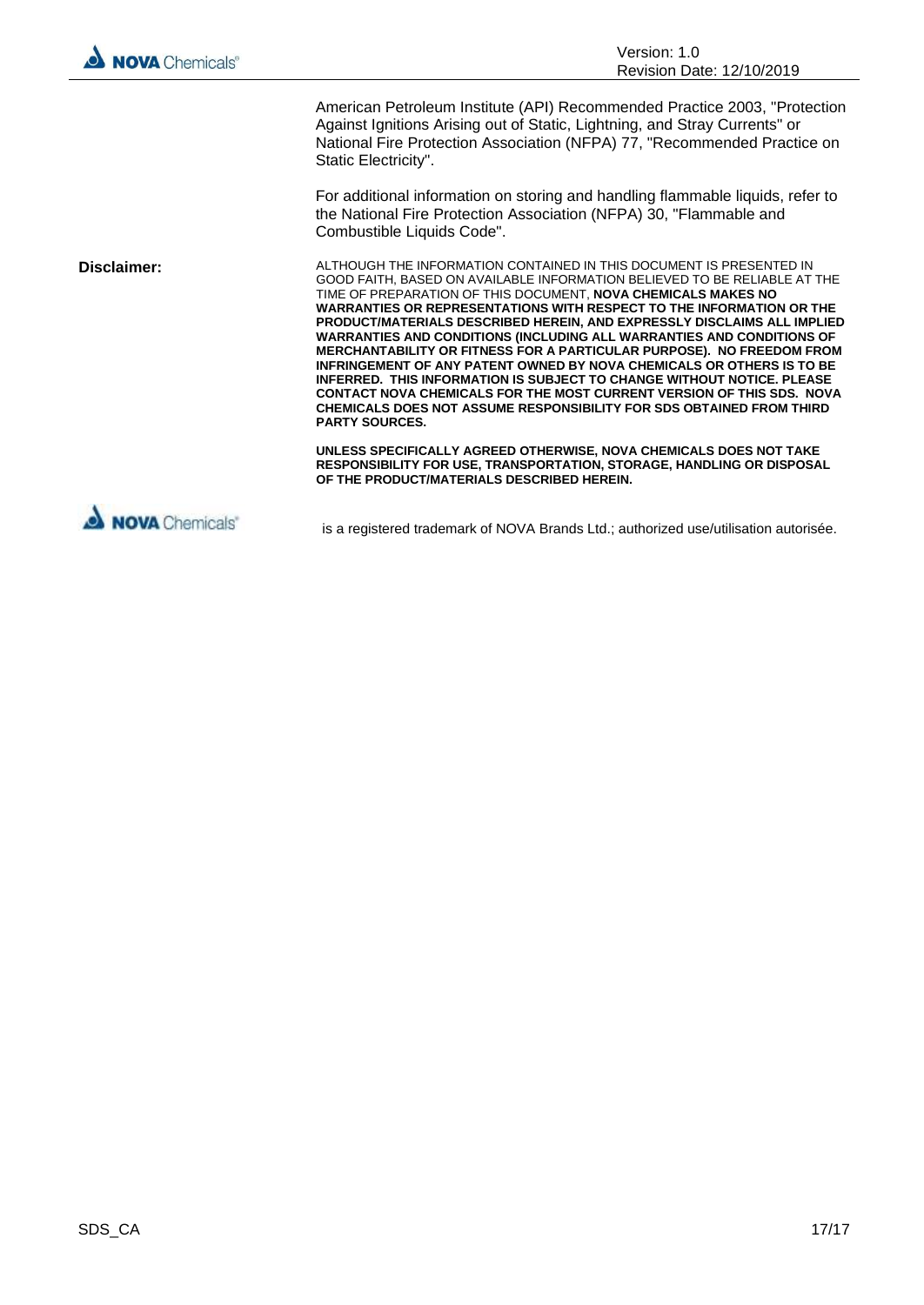American Petroleum Institute (API) Recommended Practice 2003, "Protection Against Ignitions Arising out of Static, Lightning, and Stray Currents" or National Fire Protection Association (NFPA) 77, "Recommended Practice on Static Electricity".

For additional information on storing and handling flammable liquids, refer to the National Fire Protection Association (NFPA) 30, "Flammable and Combustible Liquids Code".

**Disclaimer:**

ALTHOUGH THE INFORMATION CONTAINED IN THIS DOCUMENT IS PRESENTED IN GOOD FAITH, BASED ON AVAILABLE INFORMATION BELIEVED TO BE RELIABLE AT THE TIME OF PREPARATION OF THIS DOCUMENT, **NOVA CHEMICALS MAKES NO WARRANTIES OR REPRESENTATIONS WITH RESPECT TO THE INFORMATION OR THE PRODUCT/MATERIALS DESCRIBED HEREIN, AND EXPRESSLY DISCLAIMS ALL IMPLIED WARRANTIES AND CONDITIONS (INCLUDING ALL WARRANTIES AND CONDITIONS OF MERCHANTABILITY OR FITNESS FOR A PARTICULAR PURPOSE). NO FREEDOM FROM INFRINGEMENT OF ANY PATENT OWNED BY NOVA CHEMICALS OR OTHERS IS TO BE INFERRED. THIS INFORMATION IS SUBJECT TO CHANGE WITHOUT NOTICE. PLEASE CONTACT NOVA CHEMICALS FOR THE MOST CURRENT VERSION OF THIS SDS. NOVA CHEMICALS DOES NOT ASSUME RESPONSIBILITY FOR SDS OBTAINED FROM THIRD PARTY SOURCES.**

**UNLESS SPECIFICALLY AGREED OTHERWISE, NOVA CHEMICALS DOES NOT TAKE RESPONSIBILITY FOR USE, TRANSPORTATION, STORAGE, HANDLING OR DISPOSAL OF THE PRODUCT/MATERIALS DESCRIBED HEREIN.**

NOVA Chemicals® is a registered trademark of NOVA Brands Ltd.; authorized use/utilisation autorisée.